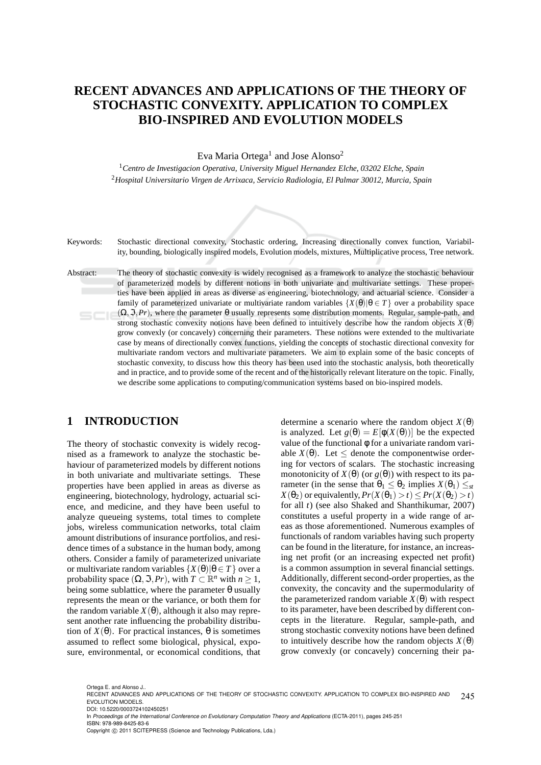# RECENT ADVANCES AND APPLICATIONS OF THE THEORY OF STOCHASTIC CONVEXITY. APPLICATION TO COMPLEX BIO-INSPIRED AND EVOLUTION MODELS

Eva Maria Ortega[1] and Jose Alonso[2]

[1]*Centro de Investigacion Operativa, University Miguel Hernandez Elche, 03202 Elche, Spain*
[2]*Hospital Universitario Virgen de Arrixaca, Servicio Radiologia, El Palmar 30012, Murcia, Spain*

Keywords: Stochastic directional convexity, Stochastic ordering, Increasing directionally convex function, Variability, bounding, biologically inspired models, Evolution models, mixtures, Multiplicative process, Tree network.

Abstract: The theory of stochastic convexity is widely recognised as a framework to analyze the stochastic behaviour of parameterized models by different notions in both univariate and multivariate settings. These properties have been applied in areas as diverse as engineering, biotechnology, and actuarial science. Consider a family of parameterized univariate or multivariate random variables $\{X(\theta)|\theta \in T\}$ over a probability space $(\Omega, \Im, Pr)$, where the parameter $\theta$ usually represents some distribution moments. Regular, sample-path, and strong stochastic convexity notions have been defined to intuitively describe how the random objects $X(\theta)$ grow convexly (or concavely) concerning their parameters. These notions were extended to the multivariate case by means of directionally convex functions, yielding the concepts of stochastic directional convexity for multivariate random vectors and multivariate parameters. We aim to explain some of the basic concepts of stochastic convexity, to discuss how this theory has been used into the stochastic analysis, both theoretically and in practice, and to provide some of the recent and of the historically relevant literature on the topic. Finally, we describe some applications to computing/communication systems based on bio-inspired models.

## 1 INTRODUCTION

The theory of stochastic convexity is widely recognised as a framework to analyze the stochastic behaviour of parameterized models by different notions in both univariate and multivariate settings. These properties have been applied in areas as diverse as engineering, biotechnology, hydrology, actuarial science, and medicine, and they have been useful to analyze queueing systems, total times to complete jobs, wireless communication networks, total claim amount distributions of insurance portfolios, and residence times of a substance in the human body, among others. Consider a family of parameterized univariate or multivariate random variables $\{X(\theta)|\theta \in T\}$ over a probability space $(\Omega, \Im, Pr)$, with $T \subset \mathbb{R}^n$ with $n \geq 1$, being some sublattice, where the parameter $\theta$ usually represents the mean or the variance, or both them for the random variable $X(\theta)$, although it also may represent another rate influencing the probability distribution of $X(\theta)$. For practical instances, $\theta$ is sometimes assumed to reflect some biological, physical, exposure, environmental, or economical conditions, that determine a scenario where the random object $X(\theta)$ is analyzed. Let $g(\theta) = E[\phi(X(\theta))]$ be the expected value of the functional $\phi$ for a univariate random variable $X(\theta)$. Let $\leq$ denote the componentwise ordering for vectors of scalars. The stochastic increasing monotonicity of $X(\theta)$ (or $g(\theta)$) with respect to its parameter (in the sense that $\theta_1 \leq \theta_2$ implies $X(\theta_1) \leq_{st} X(\theta_2)$ or equivalently, $Pr(X(\theta_1) > t) \leq Pr(X(\theta_2) > t)$ for all $t$) (see also Shaked and Shanthikumar, 2007) constitutes a useful property in a wide range of areas as those aforementioned. Numerous examples of functionals of random variables having such property can be found in the literature, for instance, an increasing net profit (or an increasing expected net profit) is a common assumption in several financial settings. Additionally, different second-order properties, as the convexity, the concavity and the supermodularity of the parameterized random variable $X(\theta)$ with respect to its parameter, have been described by different concepts in the literature. Regular, sample-path, and strong stochastic convexity notions have been defined to intuitively describe how the random objects $X(\theta)$ grow convexly (or concavely) concerning their pa-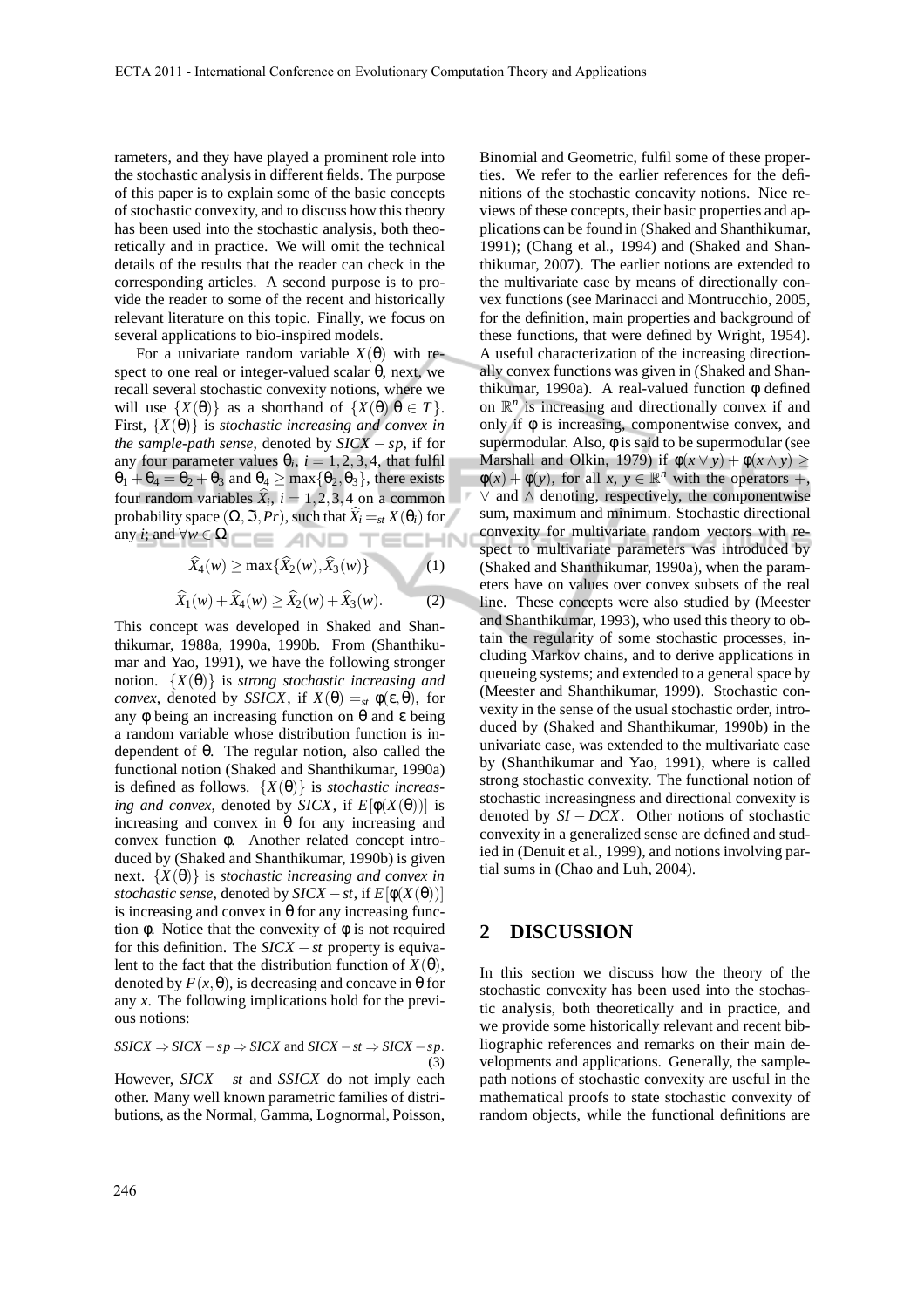rameters, and they have played a prominent role into the stochastic analysis in different fields. The purpose of this paper is to explain some of the basic concepts of stochastic convexity, and to discuss how this theory has been used into the stochastic analysis, both theoretically and in practice. We will omit the technical details of the results that the reader can check in the corresponding articles. A second purpose is to provide the reader to some of the recent and historically relevant literature on this topic. Finally, we focus on several applications to bio-inspired models.

For a univariate random variable $X(\theta)$ with respect to one real or integer-valued scalar $\theta$, next, we recall several stochastic convexity notions, where we will use $\{X(\theta)\}$ as a shorthand of $\{X(\theta)|\theta \in T\}$. First, $\{X(\theta)\}$ is *stochastic increasing and convex in the sample-path sense*, denoted by $SICX-sp$, if for any four parameter values $\theta_i$, $i = 1,2,3,4$, that fulfil $\theta_1+\theta_4 = \theta_2+\theta_3$ and $\theta_4 \geq \max\{\theta_2,\theta_3\}$, there exists four random variables $\widehat{X}_i$, $i = 1,2,3,4$ on a common probability space $(\Omega, \Im, Pr)$, such that $\widehat{X}_i =_{st} X(\theta_i)$ for any $i$; and $\forall w \in \Omega$

$$\widehat{X}_4(w) \geq \max\{\widehat{X}_2(w), \widehat{X}_3(w)\} \tag{1}$$

$$\widehat{X}_1(w)+\widehat{X}_4(w) \geq \widehat{X}_2(w)+\widehat{X}_3(w). \tag{2}$$

This concept was developed in Shaked and Shanthikumar, 1988a, 1990a, 1990b. From (Shanthikumar and Yao, 1991), we have the following stronger notion. $\{X(\theta)\}$ is *strong stochastic increasing and convex*, denoted by $SSICX$, if $X(\theta) =_{st} \phi(\varepsilon,\theta)$, for any $\phi$ being an increasing function on $\theta$ and $\varepsilon$ being a random variable whose distribution function is independent of $\theta$. The regular notion, also called the functional notion (Shaked and Shanthikumar, 1990a) is defined as follows. $\{X(\theta)\}$ is *stochastic increasing and convex*, denoted by $SICX$, if $E[\phi(X(\theta))]$ is increasing and convex in $\theta$ for any increasing and convex function $\phi$. Another related concept introduced by (Shaked and Shanthikumar, 1990b) is given next. $\{X(\theta)\}$ is *stochastic increasing and convex in stochastic sense*, denoted by $SICX-st$, if $E[\phi(X(\theta))]$ is increasing and convex in $\theta$ for any increasing function $\phi$. Notice that the convexity of $\phi$ is not required for this definition. The $SICX-st$ property is equivalent to the fact that the distribution function of $X(\theta)$, denoted by $F(x,\theta)$, is decreasing and concave in $\theta$ for any $x$. The following implications hold for the previous notions:

$$SSICX \Rightarrow SICX-sp \Rightarrow SICX \text{ and } SICX-st \Rightarrow SICX-sp. \tag{3}$$

However, $SICX-st$ and $SSICX$ do not imply each other. Many well known parametric families of distributions, as the Normal, Gamma, Lognormal, Poisson, Binomial and Geometric, fulfil some of these properties. We refer to the earlier references for the definitions of the stochastic concavity notions. Nice reviews of these concepts, their basic properties and applications can be found in (Shaked and Shanthikumar, 1991); (Chang et al., 1994) and (Shaked and Shanthikumar, 2007). The earlier notions are extended to the multivariate case by means of directionally convex functions (see Marinacci and Montrucchio, 2005, for the definition, main properties and background of these functions, that were defined by Wright, 1954). A useful characterization of the increasing directionally convex functions was given in (Shaked and Shanthikumar, 1990a). A real-valued function $\phi$ defined on $\mathbb{R}^n$ is increasing and directionally convex if and only if $\phi$ is increasing, componentwise convex, and supermodular. Also, $\phi$ is said to be supermodular (see Marshall and Olkin, 1979) if $\phi(x \vee y)+\phi(x \wedge y) \geq \phi(x)+\phi(y)$, for all $x$, $y \in \mathbb{R}^n$ with the operators $+$, $\vee$ and $\wedge$ denoting, respectively, the componentwise sum, maximum and minimum. Stochastic directional convexity for multivariate random vectors with respect to multivariate parameters was introduced by (Shaked and Shanthikumar, 1990a), when the parameters have on values over convex subsets of the real line. These concepts were also studied by (Meester and Shanthikumar, 1993), who used this theory to obtain the regularity of some stochastic processes, including Markov chains, and to derive applications in queueing systems; and extended to a general space by (Meester and Shanthikumar, 1999). Stochastic convexity in the sense of the usual stochastic order, introduced by (Shaked and Shanthikumar, 1990b) in the univariate case, was extended to the multivariate case by (Shanthikumar and Yao, 1991), where is called strong stochastic convexity. The functional notion of stochastic increasingness and directional convexity is denoted by $SI-DCX$. Other notions of stochastic convexity in a generalized sense are defined and studied in (Denuit et al., 1999), and notions involving partial sums in (Chao and Luh, 2004).

## 2 DISCUSSION

In this section we discuss how the theory of the stochastic convexity has been used into the stochastic analysis, both theoretically and in practice, and we provide some historically relevant and recent bibliographic references and remarks on their main developments and applications. Generally, the sample-path notions of stochastic convexity are useful in the mathematical proofs to state stochastic convexity of random objects, while the functional definitions are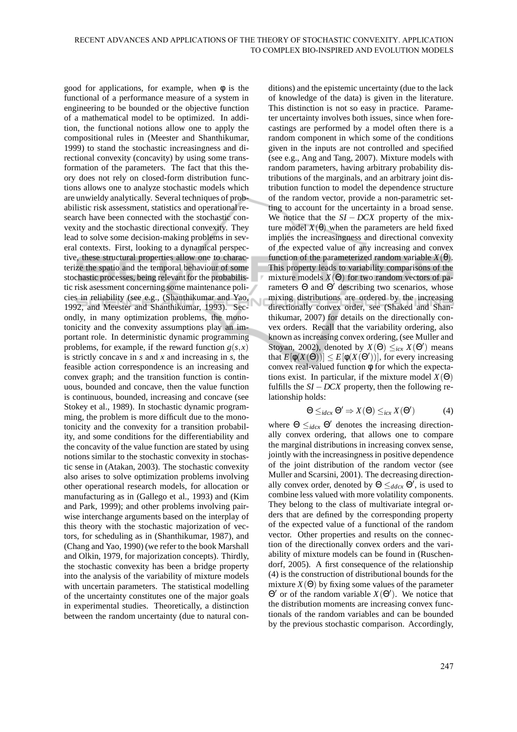good for applications, for example, when $\phi$ is the functional of a performance measure of a system in engineering to be bounded or the objective function of a mathematical model to be optimized. In addition, the functional notions allow one to apply the compositional rules in (Meester and Shanthikumar, 1999) to stand the stochastic increasingness and directional convexity (concavity) by using some transformation of the parameters. The fact that this theory does not rely on closed-form distribution functions allows one to analyze stochastic models which are unwieldy analytically. Several techniques of probabilistic risk assessment, statistics and operational research have been connected with the stochastic convexity and the stochastic directional convexity. They lead to solve some decision-making problems in several contexts. First, looking to a dynamical perspective, these structural properties allow one to characterize the spatio and the temporal behaviour of some stochastic processes, being relevant for the probabilistic risk asessment concerning some maintenance policies in reliability (see e.g., (Shanthikumar and Yao, 1992, and Meester and Shanthikumar, 1993). Secondly, in many optimization problems, the monotonicity and the convexity assumptions play an important role. In deterministic dynamic programming problems, for example, if the reward function $g(s,x)$ is strictly concave in $s$ and $x$ and increasing in $s$, the feasible action correspondence is an increasing and convex graph; and the transition function is continuous, bounded and concave, then the value function is continuous, bounded, increasing and concave (see Stokey et al., 1989). In stochastic dynamic programming, the problem is more difficult due to the monotonicity and the convexity for a transition probability, and some conditions for the differentiability and the concavity of the value function are stated by using notions similar to the stochastic convexity in stochastic sense in (Atakan, 2003). The stochastic convexity also arises to solve optimization problems involving other operational research models, for allocation or manufacturing as in (Gallego et al., 1993) and (Kim and Park, 1999); and other problems involving pairwise interchange arguments based on the interplay of this theory with the stochastic majorization of vectors, for scheduling as in (Shanthikumar, 1987), and (Chang and Yao, 1990) (we refer to the book Marshall and Olkin, 1979, for majorization concepts). Thirdly, the stochastic convexity has been a bridge property into the analysis of the variability of mixture models with uncertain parameters. The statistical modelling of the uncertainty constitutes one of the major goals in experimental studies. Theoretically, a distinction between the random uncertainty (due to natural conditions) and the epistemic uncertainty (due to the lack of knowledge of the data) is given in the literature. This distinction is not so easy in practice. Parameter uncertainty involves both issues, since when forecastings are performed by a model often there is a random component in which some of the conditions given in the inputs are not controlled and specified (see e.g., Ang and Tang, 2007). Mixture models with random parameters, having arbitrary probability distributions of the marginals, and an arbitrary joint distribution function to model the dependence structure of the random vector, provide a non-parametric setting to account for the uncertainty in a broad sense. We notice that the $SI-DCX$ property of the mixture model $X(\theta)$ when the parameters are held fixed implies the increasingness and directional convexity of the expected value of any increasing and convex function of the parameterized random variable $X(\theta)$. This property leads to variability comparisons of the mixture models $X(\Theta)$ for two random vectors of parameters $\Theta$ and $\Theta'$ describing two scenarios, whose mixing distributions are ordered by the increasing directionally convex order, see (Shaked and Shanthikumar, 2007) for details on the directionally convex orders. Recall that the variability ordering, also known as increasing convex ordering, (see Muller and Stoyan, 2002), denoted by $X(\Theta) \leq_{icx} X(\Theta')$ means that $E[\phi(X(\Theta))] \leq E[\phi(X(\Theta'))]$, for every increasing convex real-valued function $\phi$ for which the expectations exist. In particular, if the mixture model $X(\Theta)$ fulfills the $SI-DCX$ property, then the following relationship holds:

$$\Theta \leq_{idcx} \Theta' \Rightarrow X(\Theta) \leq_{icx} X(\Theta') \tag{4}$$

where $\Theta \leq_{idcx} \Theta'$ denotes the increasing directionally convex ordering, that allows one to compare the marginal distributions in increasing convex sense, jointly with the increasingness in positive dependence of the joint distribution of the random vector (see Muller and Scarsini, 2001). The decreasing directionally convex order, denoted by $\Theta \leq_{ddcx} \Theta'$, is used to combine less valued with more volatility components. They belong to the class of multivariate integral orders that are defined by the corresponding property of the expected value of a functional of the random vector. Other properties and results on the connection of the directionally convex orders and the variability of mixture models can be found in (Ruschendorf, 2005). A first consequence of the relationship (4) is the construction of distributional bounds for the mixture $X(\Theta)$ by fixing some values of the parameter $\Theta'$ or of the random variable $X(\Theta')$. We notice that the distribution moments are increasing convex functionals of the random variables and can be bounded by the previous stochastic comparison. Accordingly,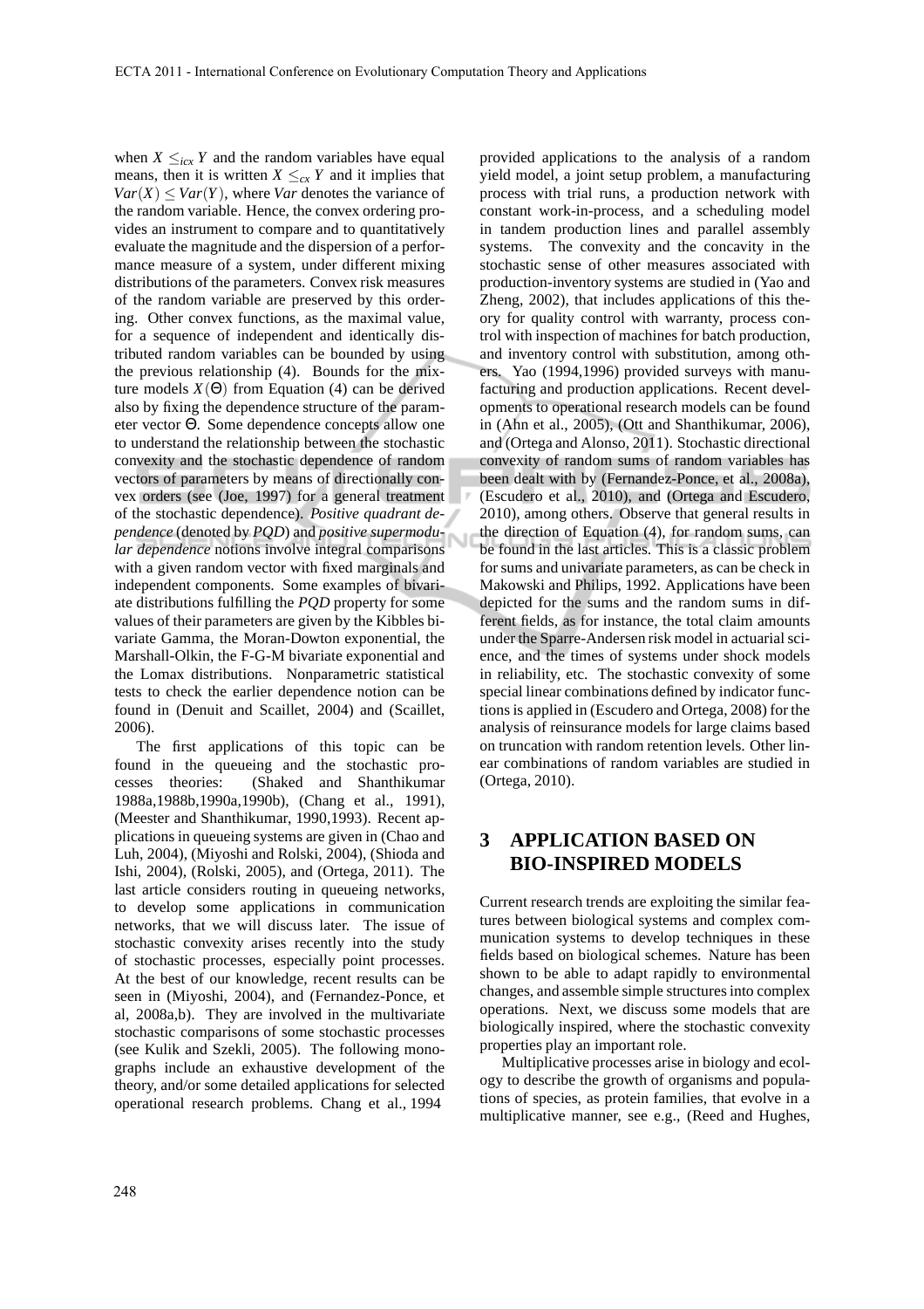when $X \leq_{icx} Y$ and the random variables have equal means, then it is written $X \leq_{cx} Y$ and it implies that $Var(X) \leq Var(Y)$, where $Var$ denotes the variance of the random variable. Hence, the convex ordering provides an instrument to compare and to quantitatively evaluate the magnitude and the dispersion of a performance measure of a system, under different mixing distributions of the parameters. Convex risk measures of the random variable are preserved by this ordering. Other convex functions, as the maximal value, for a sequence of independent and identically distributed random variables can be bounded by using the previous relationship (4). Bounds for the mixture models $X(\Theta)$ from Equation (4) can be derived also by fixing the dependence structure of the parameter vector $\Theta$. Some dependence concepts allow one to understand the relationship between the stochastic convexity and the stochastic dependence of random vectors of parameters by means of directionally convex orders (see (Joe, 1997) for a general treatment of the stochastic dependence). *Positive quadrant dependence* (denoted by *PQD*) and *positive supermodular dependence* notions involve integral comparisons with a given random vector with fixed marginals and independent components. Some examples of bivariate distributions fulfilling the *PQD* property for some values of their parameters are given by the Kibbles bivariate Gamma, the Moran-Dowton exponential, the Marshall-Olkin, the F-G-M bivariate exponential and the Lomax distributions. Nonparametric statistical tests to check the earlier dependence notion can be found in (Denuit and Scaillet, 2004) and (Scaillet, 2006).

The first applications of this topic can be found in the queueing and the stochastic processes theories: (Shaked and Shanthikumar 1988a,1988b,1990a,1990b), (Chang et al., 1991), (Meester and Shanthikumar, 1990,1993). Recent applications in queueing systems are given in (Chao and Luh, 2004), (Miyoshi and Rolski, 2004), (Shioda and Ishi, 2004), (Rolski, 2005), and (Ortega, 2011). The last article considers routing in queueing networks, to develop some applications in communication networks, that we will discuss later. The issue of stochastic convexity arises recently into the study of stochastic processes, especially point processes. At the best of our knowledge, recent results can be seen in (Miyoshi, 2004), and (Fernandez-Ponce, et al, 2008a,b). They are involved in the multivariate stochastic comparisons of some stochastic processes (see Kulik and Szekli, 2005). The following monographs include an exhaustive development of the theory, and/or some detailed applications for selected operational research problems. Chang et al., 1994 provided applications to the analysis of a random yield model, a joint setup problem, a manufacturing process with trial runs, a production network with constant work-in-process, and a scheduling model in tandem production lines and parallel assembly systems. The convexity and the concavity in the stochastic sense of other measures associated with production-inventory systems are studied in (Yao and Zheng, 2002), that includes applications of this theory for quality control with warranty, process control with inspection of machines for batch production, and inventory control with substitution, among others. Yao (1994,1996) provided surveys with manufacturing and production applications. Recent developments to operational research models can be found in (Ahn et al., 2005), (Ott and Shanthikumar, 2006), and (Ortega and Alonso, 2011). Stochastic directional convexity of random sums of random variables has been dealt with by (Fernandez-Ponce, et al., 2008a), (Escudero et al., 2010), and (Ortega and Escudero, 2010), among others. Observe that general results in the direction of Equation (4), for random sums, can be found in the last articles. This is a classic problem for sums and univariate parameters, as can be check in Makowski and Philips, 1992. Applications have been depicted for the sums and the random sums in different fields, as for instance, the total claim amounts under the Sparre-Andersen risk model in actuarial science, and the times of systems under shock models in reliability, etc. The stochastic convexity of some special linear combinations defined by indicator functions is applied in (Escudero and Ortega, 2008) for the analysis of reinsurance models for large claims based on truncation with random retention levels. Other linear combinations of random variables are studied in (Ortega, 2010).

## 3 APPLICATION BASED ON BIO-INSPIRED MODELS

Current research trends are exploiting the similar features between biological systems and complex communication systems to develop techniques in these fields based on biological schemes. Nature has been shown to be able to adapt rapidly to environmental changes, and assemble simple structures into complex operations. Next, we discuss some models that are biologically inspired, where the stochastic convexity properties play an important role.

Multiplicative processes arise in biology and ecology to describe the growth of organisms and populations of species, as protein families, that evolve in a multiplicative manner, see e.g., (Reed and Hughes,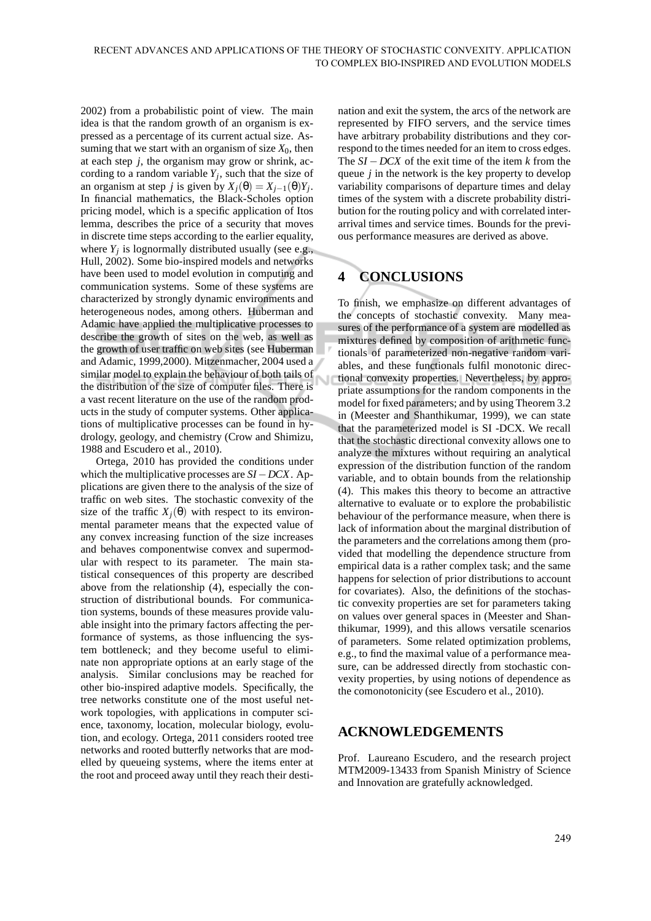2002) from a probabilistic point of view. The main idea is that the random growth of an organism is expressed as a percentage of its current actual size. Assuming that we start with an organism of size $X_0$, then at each step $j$, the organism may grow or shrink, according to a random variable $Y_j$, such that the size of an organism at step $j$ is given by $X_j(\theta) = X_{j-1}(\theta)Y_j$. In financial mathematics, the Black-Scholes option pricing model, which is a specific application of Itos lemma, describes the price of a security that moves in discrete time steps according to the earlier equality, where $Y_j$ is lognormally distributed usually (see e.g., Hull, 2002). Some bio-inspired models and networks have been used to model evolution in computing and communication systems. Some of these systems are characterized by strongly dynamic environments and heterogeneous nodes, among others. Huberman and Adamic have applied the multiplicative processes to describe the growth of sites on the web, as well as the growth of user traffic on web sites (see Huberman and Adamic, 1999,2000). Mitzenmacher, 2004 used a similar model to explain the behaviour of both tails of the distribution of the size of computer files. There is a vast recent literature on the use of the random products in the study of computer systems. Other applications of multiplicative processes can be found in hydrology, geology, and chemistry (Crow and Shimizu, 1988 and Escudero et al., 2010).

Ortega, 2010 has provided the conditions under which the multiplicative processes are $SI-DCX$. Applications are given there to the analysis of the size of traffic on web sites. The stochastic convexity of the size of the traffic $X_j(\theta)$ with respect to its environmental parameter means that the expected value of any convex increasing function of the size increases and behaves componentwise convex and supermodular with respect to its parameter. The main statistical consequences of this property are described above from the relationship (4), especially the construction of distributional bounds. For communication systems, bounds of these measures provide valuable insight into the primary factors affecting the performance of systems, as those influencing the system bottleneck; and they become useful to eliminate non appropriate options at an early stage of the analysis. Similar conclusions may be reached for other bio-inspired adaptive models. Specifically, the tree networks constitute one of the most useful network topologies, with applications in computer science, taxonomy, location, molecular biology, evolution, and ecology. Ortega, 2011 considers rooted tree networks and rooted butterfly networks that are modelled by queueing systems, where the items enter at the root and proceed away until they reach their destination and exit the system, the arcs of the network are represented by FIFO servers, and the service times have arbitrary probability distributions and they correspond to the times needed for an item to cross edges. The $SI-DCX$ of the exit time of the item $k$ from the queue $j$ in the network is the key property to develop variability comparisons of departure times and delay times of the system with a discrete probability distribution for the routing policy and with correlated interarrival times and service times. Bounds for the previous performance measures are derived as above.

## 4 CONCLUSIONS

To finish, we emphasize on different advantages of the concepts of stochastic convexity. Many measures of the performance of a system are modelled as mixtures defined by composition of arithmetic functionals of parameterized non-negative random variables, and these functionals fulfil monotonic directional convexity properties. Nevertheless, by appropriate assumptions for the random components in the model for fixed parameters; and by using Theorem 3.2 in (Meester and Shanthikumar, 1999), we can state that the parameterized model is SI -DCX. We recall that the stochastic directional convexity allows one to analyze the mixtures without requiring an analytical expression of the distribution function of the random variable, and to obtain bounds from the relationship (4). This makes this theory to become an attractive alternative to evaluate or to explore the probabilistic behaviour of the performance measure, when there is lack of information about the marginal distribution of the parameters and the correlations among them (provided that modelling the dependence structure from empirical data is a rather complex task; and the same happens for selection of prior distributions to account for covariates). Also, the definitions of the stochastic convexity properties are set for parameters taking on values over general spaces in (Meester and Shanthikumar, 1999), and this allows versatile scenarios of parameters. Some related optimization problems, e.g., to find the maximal value of a performance measure, can be addressed directly from stochastic convexity properties, by using notions of dependence as the comonotonicity (see Escudero et al., 2010).

## ACKNOWLEDGEMENTS

Prof. Laureano Escudero, and the research project MTM2009-13433 from Spanish Ministry of Science and Innovation are gratefully acknowledged.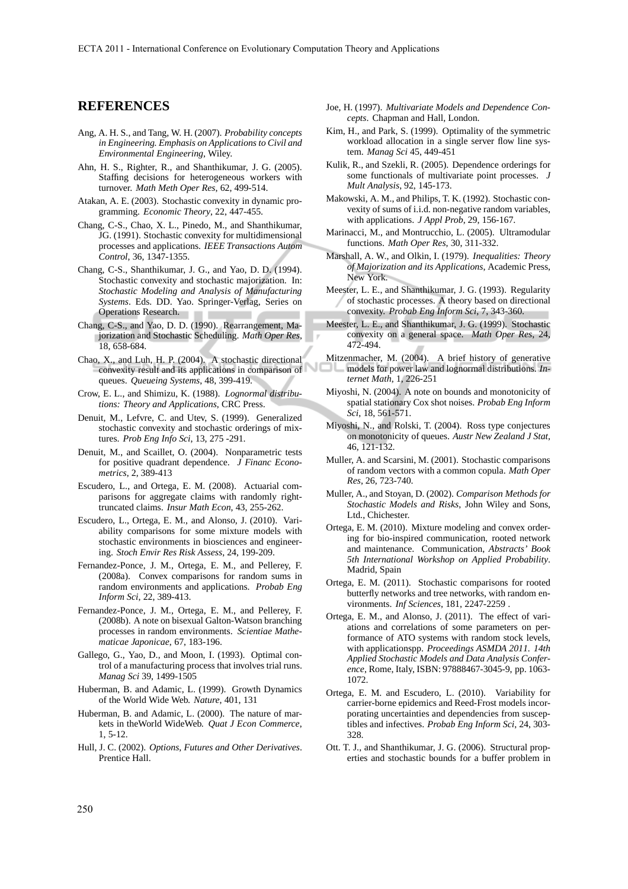## REFERENCES

Ang, A. H. S., and Tang, W. H. (2007). *Probability concepts in Engineering. Emphasis on Applications to Civil and Environmental Engineering*, Wiley.

Ahn, H. S., Righter, R., and Shanthikumar, J. G. (2005). Staffing decisions for heterogeneous workers with turnover. *Math Meth Oper Res*, 62, 499-514.

Atakan, A. E. (2003). Stochastic convexity in dynamic programming. *Economic Theory*, 22, 447-455.

Chang, C-S., Chao, X. L., Pinedo, M., and Shanthikumar, JG. (1991). Stochastic convexity for multidimensional processes and applications. *IEEE Transactions Autom Control*, 36, 1347-1355.

Chang, C-S., Shanthikumar, J. G., and Yao, D. D. (1994). Stochastic convexity and stochastic majorization. In: *Stochastic Modeling and Analysis of Manufacturing Systems*. Eds. DD. Yao. Springer-Verlag, Series on Operations Research.

Chang, C-S., and Yao, D. D. (1990). Rearrangement, Majorization and Stochastic Scheduling. *Math Oper Res*, 18, 658-684.

Chao, X., and Luh, H. P. (2004). A stochastic directional convexity result and its applications in comparison of queues. *Queueing Systems*, 48, 399-419.

Crow, E. L., and Shimizu, K. (1988). *Lognormal distributions: Theory and Applications*, CRC Press.

Denuit, M., Lefvre, C. and Utev, S. (1999). Generalized stochastic convexity and stochastic orderings of mixtures. *Prob Eng Info Sci*, 13, 275 -291.

Denuit, M., and Scaillet, O. (2004). Nonparametric tests for positive quadrant dependence. *J Financ Econometrics*, 2, 389-413

Escudero, L., and Ortega, E. M. (2008). Actuarial comparisons for aggregate claims with randomly right-truncated claims. *Insur Math Econ*, 43, 255-262.

Escudero, L., Ortega, E. M., and Alonso, J. (2010). Variability comparisons for some mixture models with stochastic environments in biosciences and engineering. *Stoch Envir Res Risk Assess*, 24, 199-209.

Fernandez-Ponce, J. M., Ortega, E. M., and Pellerey, F. (2008a). Convex comparisons for random sums in random environments and applications. *Probab Eng Inform Sci*, 22, 389-413.

Fernandez-Ponce, J. M., Ortega, E. M., and Pellerey, F. (2008b). A note on bisexual Galton-Watson branching processes in random environments. *Scientiae Mathematicae Japonicae*, 67, 183-196.

Gallego, G., Yao, D., and Moon, I. (1993). Optimal control of a manufacturing process that involves trial runs. *Manag Sci* 39, 1499-1505

Huberman, B. and Adamic, L. (1999). Growth Dynamics of the World Wide Web. *Nature*, 401, 131

Huberman, B. and Adamic, L. (2000). The nature of markets in theWorld WideWeb. *Quat J Econ Commerce*, 1, 5-12.

Hull, J. C. (2002). *Options, Futures and Other Derivatives*. Prentice Hall.

Joe, H. (1997). *Multivariate Models and Dependence Concepts*. Chapman and Hall, London.

Kim, H., and Park, S. (1999). Optimality of the symmetric workload allocation in a single server flow line system. *Manag Sci* 45, 449-451

Kulik, R., and Szekli, R. (2005). Dependence orderings for some functionals of multivariate point processes. *J Mult Analysis*, 92, 145-173.

Makowski, A. M., and Philips, T. K. (1992). Stochastic convexity of sums of i.i.d. non-negative random variables, with applications. *J Appl Prob*, 29, 156-167.

Marinacci, M., and Montrucchio, L. (2005). Ultramodular functions. *Math Oper Res*, 30, 311-332.

Marshall, A. W., and Olkin, I. (1979). *Inequalities: Theory of Majorization and its Applications*, Academic Press, New York.

Meester, L. E., and Shanthikumar, J. G. (1993). Regularity of stochastic processes. A theory based on directional convexity. *Probab Eng Inform Sci*, 7, 343-360.

Meester, L. E., and Shanthikumar, J. G. (1999). Stochastic convexity on a general space. *Math Oper Res*, 24, 472-494.

Mitzenmacher, M. (2004). A brief history of generative models for power law and lognormal distributions. *Internet Math*, 1, 226-251

Miyoshi, N. (2004). A note on bounds and monotonicity of spatial stationary Cox shot noises. *Probab Eng Inform Sci*, 18, 561-571.

Miyoshi, N., and Rolski, T. (2004). Ross type conjectures on monotonicity of queues. *Austr New Zealand J Stat*, 46, 121-132.

Muller, A. and Scarsini, M. (2001). Stochastic comparisons of random vectors with a common copula. *Math Oper Res*, 26, 723-740.

Muller, A., and Stoyan, D. (2002). *Comparison Methods for Stochastic Models and Risks*, John Wiley and Sons, Ltd., Chichester.

Ortega, E. M. (2010). Mixture modeling and convex ordering for bio-inspired communication, rooted network and maintenance. Communication, *Abstracts' Book 5th International Workshop on Applied Probability*. Madrid, Spain

Ortega, E. M. (2011). Stochastic comparisons for rooted butterfly networks and tree networks, with random environments. *Inf Sciences*, 181, 2247-2259 .

Ortega, E. M., and Alonso, J. (2011). The effect of variations and correlations of some parameters on performance of ATO systems with random stock levels, with applicationspp. *Proceedings ASMDA 2011. 14th Applied Stochastic Models and Data Analysis Conference*, Rome, Italy, ISBN: 97888467-3045-9, pp. 1063-1072.

Ortega, E. M. and Escudero, L. (2010). Variability for carrier-borne epidemics and Reed-Frost models incorporating uncertainties and dependencies from susceptibles and infectives. *Probab Eng Inform Sci*, 24, 303-328.

Ott. T. J., and Shanthikumar, J. G. (2006). Structural properties and stochastic bounds for a buffer problem in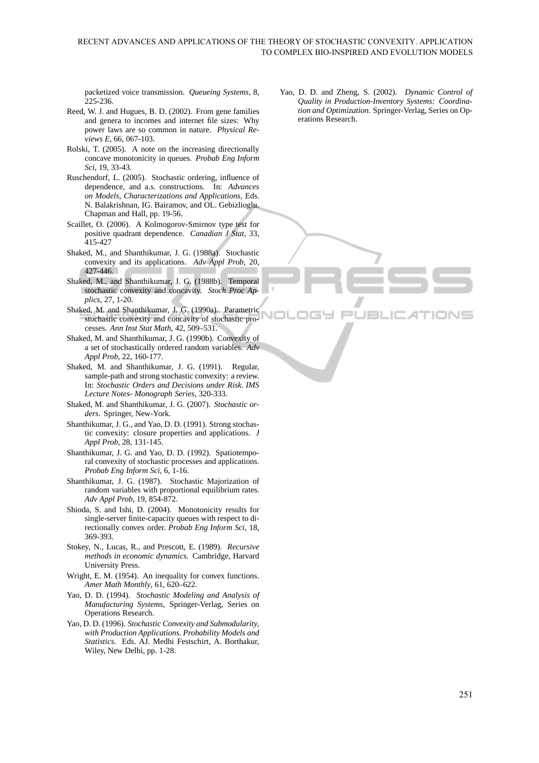packetized voice transmission. *Queueing Systems*, 8, 225-236.

Reed, W. J. and Hugues, B. D. (2002). From gene families and genera to incomes and internet file sizes: Why power laws are so common in nature. *Physical Reviews E*, 66, 067-103.

Rolski, T. (2005). A note on the increasing directionally concave monotonicity in queues. *Probab Eng Inform Sci*, 19, 33-43.

Ruschendorf, L. (2005). Stochastic ordering, influence of dependence, and a.s. constructions. In: *Advances on Models, Characterizations and Applications*, Eds. N. Balakrishnan, IG. Bairamov, and OL. Gebizlioglu. Chapman and Hall, pp. 19-56.

Scaillet, O. (2006). A Kolmogorov-Smirnov type test for positive quadrant dependence. *Canadian J Stat*, 33, 415-427

Shaked, M., and Shanthikumar, J. G. (1988a). Stochastic convexity and its applications. *Adv Appl Prob*, 20, 427-446.

Shaked, M., and Shanthikumar, J. G. (1988b). Temporal stochastic convexity and concavity. *Stoch Proc Applics*, 27, 1-20.

Shaked, M. and Shanthikumar, J. G. (1990a). Parametric stochastic convexity and concavity of stochastic processes. *Ann Inst Stat Math*, 42, 509–531.

Shaked, M. and Shanthikumar, J. G. (1990b). Convexity of a set of stochastically ordered random variables. *Adv Appl Prob*, 22, 160-177.

Shaked, M. and Shanthikumar, J. G. (1991). Regular, sample-path and strong stochastic convexity: a review. In: *Stochastic Orders and Decisions under Risk. IMS Lecture Notes- Monograph Series*, 320-333.

Shaked, M. and Shanthikumar, J. G. (2007). *Stochastic orders*. Springer, New-York.

Shanthikumar, J. G., and Yao, D. D. (1991). Strong stochastic convexity: closure properties and applications. *J Appl Prob*, 28, 131-145.

Shanthikumar, J. G. and Yao, D. D. (1992). Spatiotemporal convexity of stochastic processes and applications. *Probab Eng Inform Sci*, 6, 1-16.

Shanthikumar, J. G. (1987). Stochastic Majorization of random variables with proportional equilibrium rates. *Adv Appl Prob*, 19, 854-872.

Shioda, S. and Ishi, D. (2004). Monotonicity results for single-server finite-capacity queues with respect to directionally convex order. *Probab Eng Inform Sci*, 18, 369-393.

Stokey, N., Lucas, R., and Prescott, E. (1989). *Recursive methods in economic dynamics.* Cambridge, Harvard University Press.

Wright, E. M. (1954). An inequality for convex functions. *Amer Math Monthly*, 61, 620–622.

Yao, D. D. (1994). *Stochastic Modeling and Analysis of Manufacturing Systems*, Springer-Verlag, Series on Operations Research.

Yao, D. D. (1996). *Stochastic Convexity and Submodularity, with Production Applications. Probability Models and Statistics*. Eds. AJ. Medhi Festschirt, A. Borthakur, Wiley, New Delhi, pp. 1-28.

Yao, D. D. and Zheng, S. (2002). *Dynamic Control of Quality in Production-Inventory Systems: Coordination and Optimization.* Springer-Verlag, Series on Operations Research.